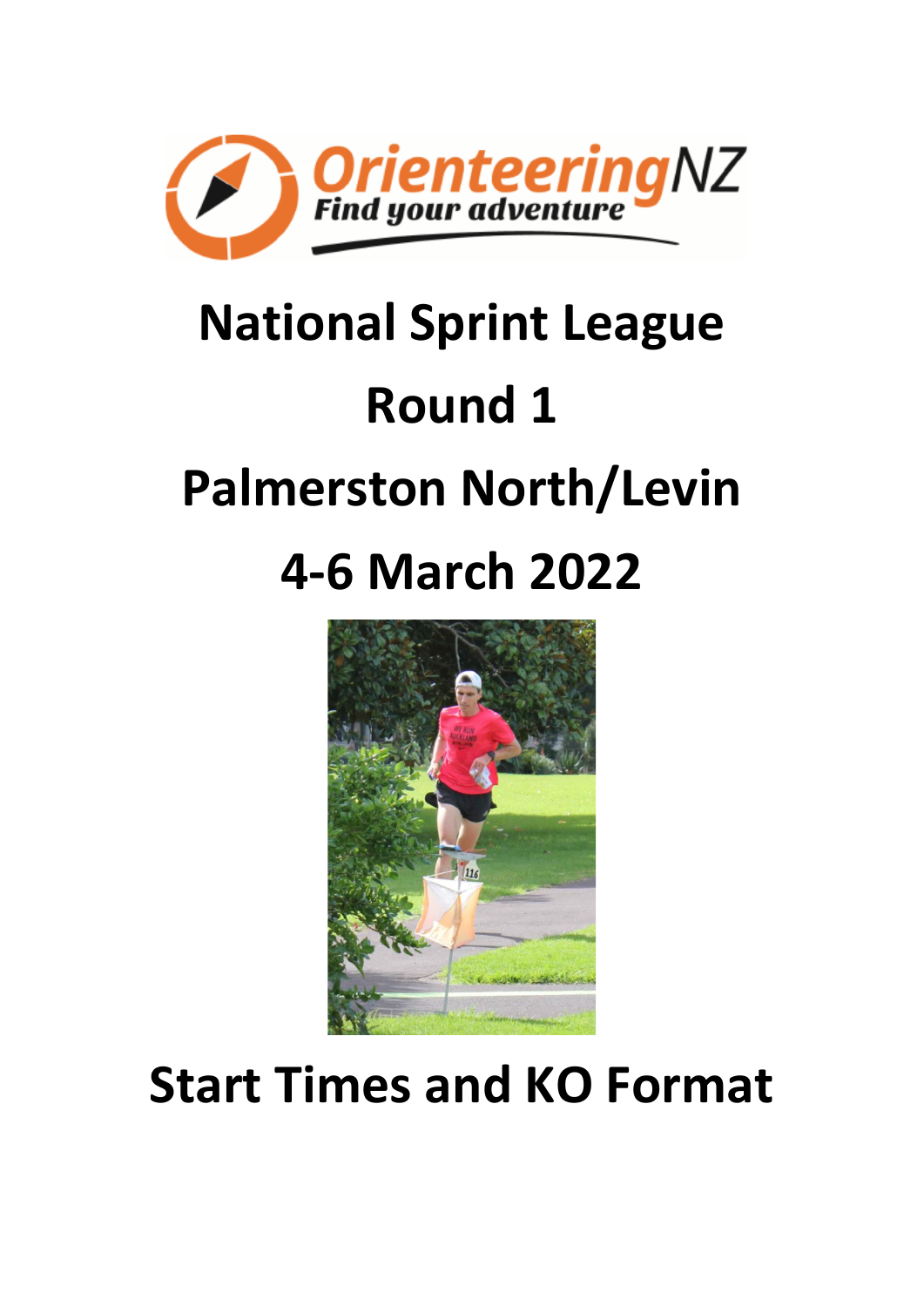# National Sprint League

# Round 1

# Palmerston North/Levin

# 4-6 March 2022

# Start Times and KO Format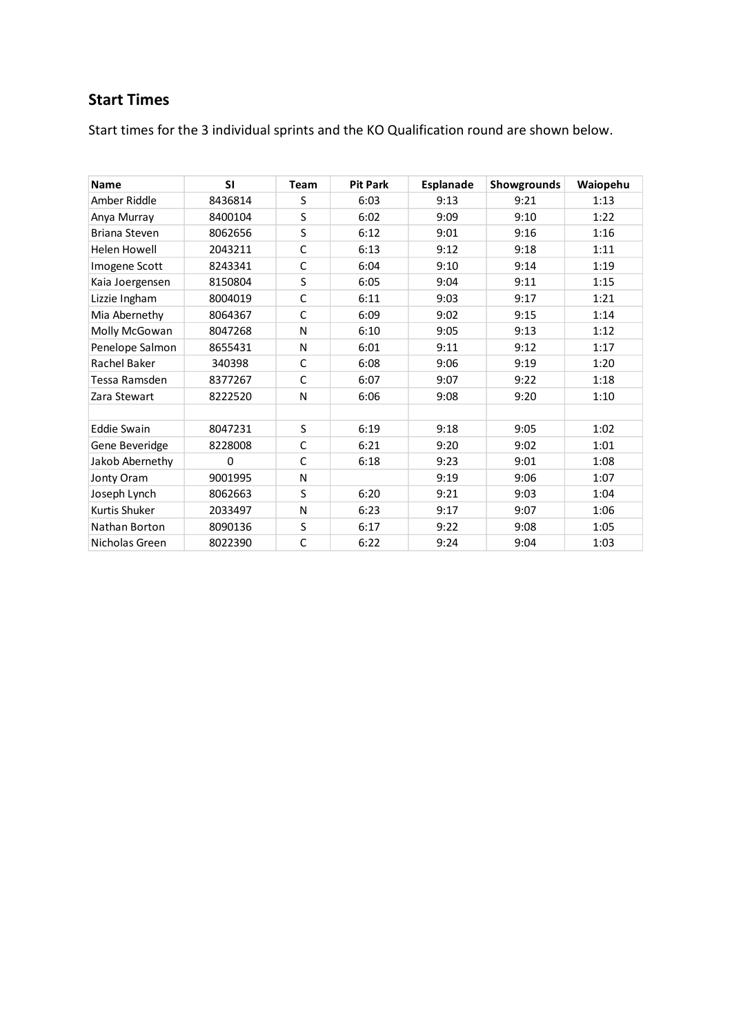## Start Times

Start times for the 3 individual sprints and the KO Qualification round are shown below.

| Name | SI | Team | Pit Park | Esplanade | Showgrounds | Waiopehu |
|---|---|---|---|---|---|---|
| Amber Riddle | 8436814 | S | 6:03 | 9:13 | 9:21 | 1:13 |
| Anya Murray | 8400104 | S | 6:02 | 9:09 | 9:10 | 1:22 |
| Briana Steven | 8062656 | S | 6:12 | 9:01 | 9:16 | 1:16 |
| Helen Howell | 2043211 | C | 6:13 | 9:12 | 9:18 | 1:11 |
| Imogene Scott | 8243341 | C | 6:04 | 9:10 | 9:14 | 1:19 |
| Kaia Joergensen | 8150804 | S | 6:05 | 9:04 | 9:11 | 1:15 |
| Lizzie Ingham | 8004019 | C | 6:11 | 9:03 | 9:17 | 1:21 |
| Mia Abernethy | 8064367 | C | 6:09 | 9:02 | 9:15 | 1:14 |
| Molly McGowan | 8047268 | N | 6:10 | 9:05 | 9:13 | 1:12 |
| Penelope Salmon | 8655431 | N | 6:01 | 9:11 | 9:12 | 1:17 |
| Rachel Baker | 340398 | C | 6:08 | 9:06 | 9:19 | 1:20 |
| Tessa Ramsden | 8377267 | C | 6:07 | 9:07 | 9:22 | 1:18 |
| Zara Stewart | 8222520 | N | 6:06 | 9:08 | 9:20 | 1:10 |
| | | | | | | |
| Eddie Swain | 8047231 | S | 6:19 | 9:18 | 9:05 | 1:02 |
| Gene Beveridge | 8228008 | C | 6:21 | 9:20 | 9:02 | 1:01 |
| Jakob Abernethy | 0 | C | 6:18 | 9:23 | 9:01 | 1:08 |
| Jonty Oram | 9001995 | N | | 9:19 | 9:06 | 1:07 |
| Joseph Lynch | 8062663 | S | 6:20 | 9:21 | 9:03 | 1:04 |
| Kurtis Shuker | 2033497 | N | 6:23 | 9:17 | 9:07 | 1:06 |
| Nathan Borton | 8090136 | S | 6:17 | 9:22 | 9:08 | 1:05 |
| Nicholas Green | 8022390 | C | 6:22 | 9:24 | 9:04 | 1:03 |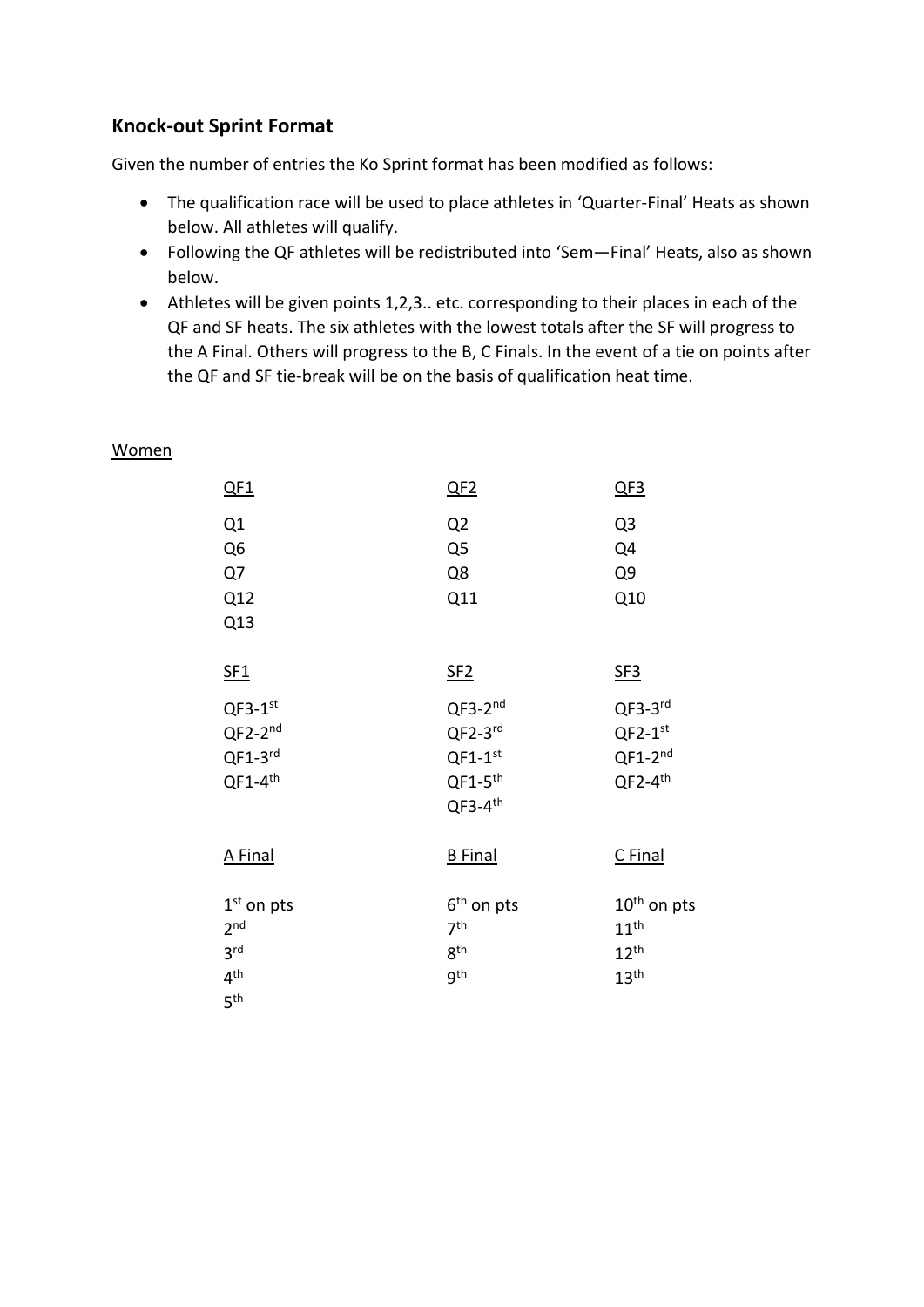## Knock-out Sprint Format

Given the number of entries the Ko Sprint format has been modified as follows:

- The qualification race will be used to place athletes in 'Quarter-Final' Heats as shown below. All athletes will qualify.
- Following the QF athletes will be redistributed into 'Sem—Final' Heats, also as shown below.
- Athletes will be given points 1,2,3.. etc. corresponding to their places in each of the QF and SF heats. The six athletes with the lowest totals after the SF will progress to the A Final. Others will progress to the B, C Finals. In the event of a tie on points after the QF and SF tie-break will be on the basis of qualification heat time.

Women

| QF1 | QF2 | QF3 |
|---|---|---|
| Q1 | Q2 | Q3 |
| Q6 | Q5 | Q4 |
| Q7 | Q8 | Q9 |
| Q12 | Q11 | Q10 |
| Q13 | | |

| SF1 | SF2 | SF3 |
|---|---|---|
| QF3-1st | QF3-2nd | QF3-3rd |
| QF2-2nd | QF2-3rd | QF2-1st |
| QF1-3rd | QF1-1st | QF1-2nd |
| QF1-4th | QF1-5th | QF2-4th |
| | QF3-4th | |

| A Final | B Final | C Final |
|---|---|---|
| 1st on pts | 6th on pts | 10th on pts |
| 2nd | 7th | 11th |
| 3rd | 8th | 12th |
| 4th | 9th | 13th |
| 5th | | |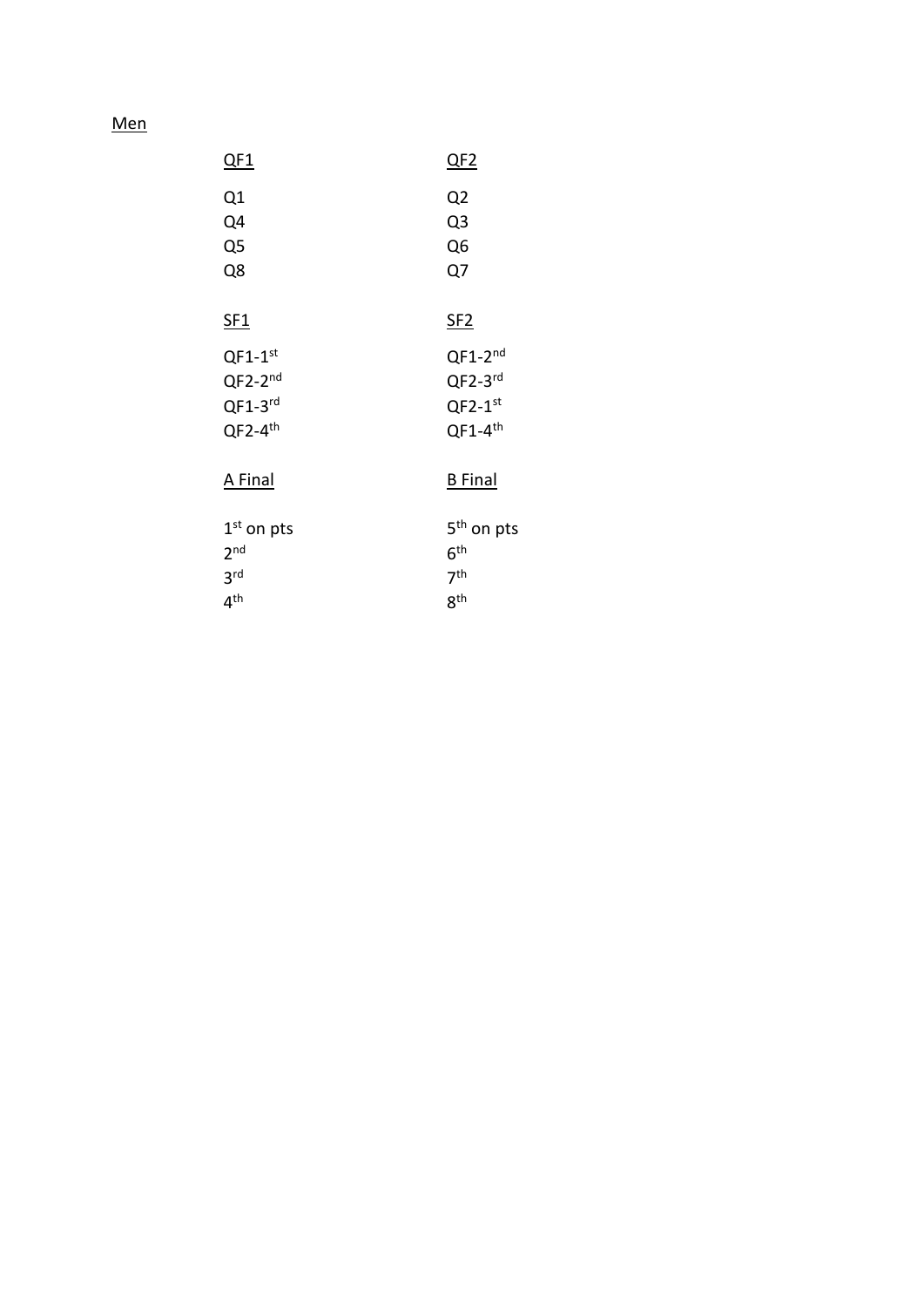Men

| QF1 | QF2 |
| --- | --- |
| Q1 | Q2 |
| Q4 | Q3 |
| Q5 | Q6 |
| Q8 | Q7 |

| SF1 | SF2 |
| --- | --- |
| QF1-1st | QF1-2nd |
| QF2-2nd | QF2-3rd |
| QF1-3rd | QF2-1st |
| QF2-4th | QF1-4th |

| A Final | B Final |
| --- | --- |
| 1st on pts | 5th on pts |
| 2nd | 6th |
| 3rd | 7th |
| 4th | 8th |